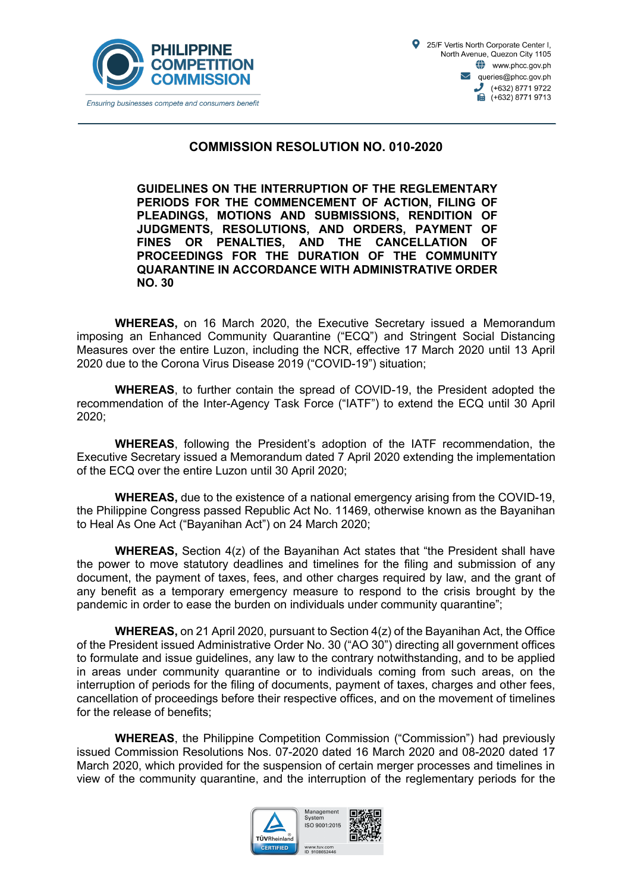**PHILIPPINE COMPETITION COMMISSION**

*Ensuring businesses compete and consumers benefit*

25/F Vertis North Corporate Center I, North Avenue, Quezon City 1105
www.phcc.gov.ph
queries@phcc.gov.ph
(+632) 8771 9722
(+632) 8771 9713

# COMMISSION RESOLUTION NO. 010-2020

## GUIDELINES ON THE INTERRUPTION OF THE REGLEMENTARY PERIODS FOR THE COMMENCEMENT OF ACTION, FILING OF PLEADINGS, MOTIONS AND SUBMISSIONS, RENDITION OF JUDGMENTS, RESOLUTIONS, AND ORDERS, PAYMENT OF FINES OR PENALTIES, AND THE CANCELLATION OF PROCEEDINGS FOR THE DURATION OF THE COMMUNITY QUARANTINE IN ACCORDANCE WITH ADMINISTRATIVE ORDER NO. 30

**WHEREAS,** on 16 March 2020, the Executive Secretary issued a Memorandum imposing an Enhanced Community Quarantine ("ECQ") and Stringent Social Distancing Measures over the entire Luzon, including the NCR, effective 17 March 2020 until 13 April 2020 due to the Corona Virus Disease 2019 ("COVID-19") situation;

**WHEREAS**, to further contain the spread of COVID-19, the President adopted the recommendation of the Inter-Agency Task Force ("IATF") to extend the ECQ until 30 April 2020;

**WHEREAS**, following the President's adoption of the IATF recommendation, the Executive Secretary issued a Memorandum dated 7 April 2020 extending the implementation of the ECQ over the entire Luzon until 30 April 2020;

**WHEREAS,** due to the existence of a national emergency arising from the COVID-19, the Philippine Congress passed Republic Act No. 11469, otherwise known as the Bayanihan to Heal As One Act ("Bayanihan Act") on 24 March 2020;

**WHEREAS,** Section 4(z) of the Bayanihan Act states that "the President shall have the power to move statutory deadlines and timelines for the filing and submission of any document, the payment of taxes, fees, and other charges required by law, and the grant of any benefit as a temporary emergency measure to respond to the crisis brought by the pandemic in order to ease the burden on individuals under community quarantine";

**WHEREAS,** on 21 April 2020, pursuant to Section 4(z) of the Bayanihan Act, the Office of the President issued Administrative Order No. 30 ("AO 30") directing all government offices to formulate and issue guidelines, any law to the contrary notwithstanding, and to be applied in areas under community quarantine or to individuals coming from such areas, on the interruption of periods for the filing of documents, payment of taxes, charges and other fees, cancellation of proceedings before their respective offices, and on the movement of timelines for the release of benefits;

**WHEREAS**, the Philippine Competition Commission ("Commission") had previously issued Commission Resolutions Nos. 07-2020 dated 16 March 2020 and 08-2020 dated 17 March 2020, which provided for the suspension of certain merger processes and timelines in view of the community quarantine, and the interruption of the reglementary periods for the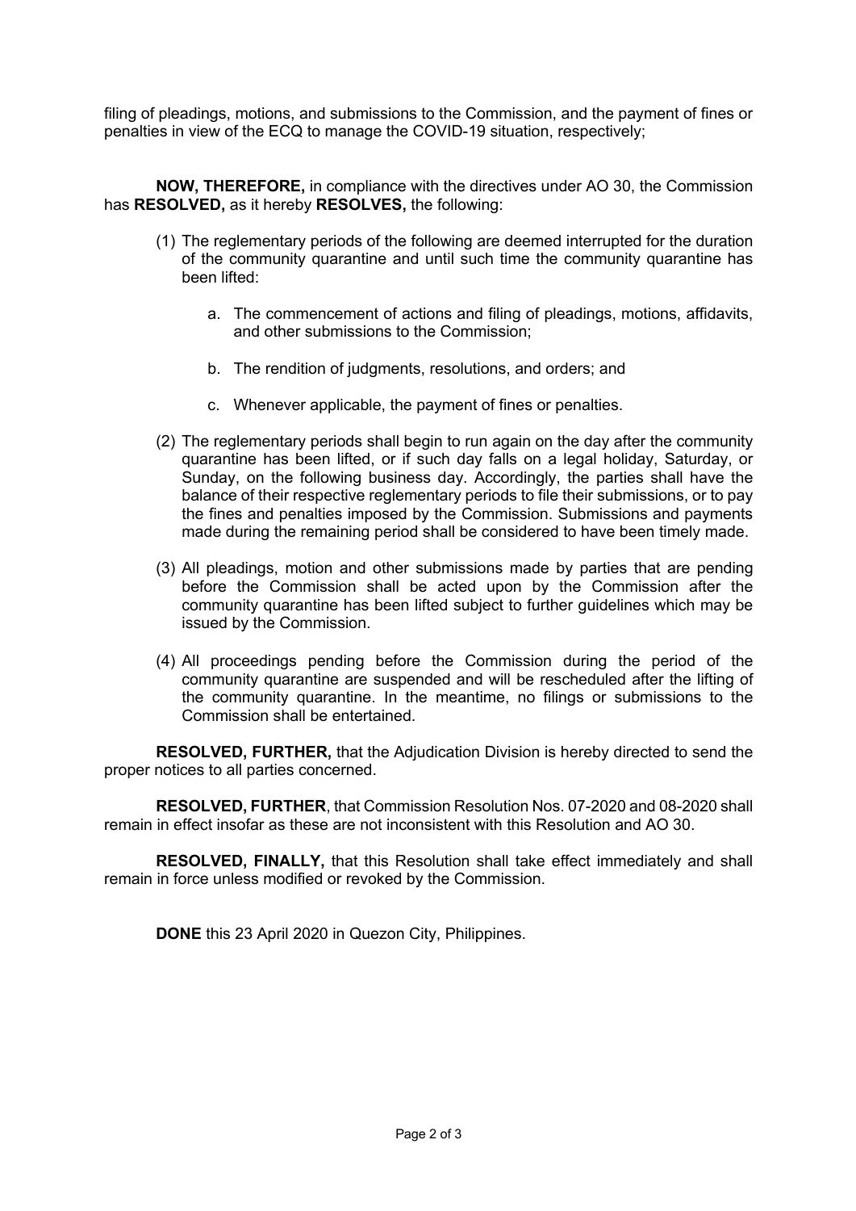filing of pleadings, motions, and submissions to the Commission, and the payment of fines or penalties in view of the ECQ to manage the COVID-19 situation, respectively;

**NOW, THEREFORE,** in compliance with the directives under AO 30, the Commission has **RESOLVED,** as it hereby **RESOLVES,** the following:

(1) The reglementary periods of the following are deemed interrupted for the duration of the community quarantine and until such time the community quarantine has been lifted:

  a. The commencement of actions and filing of pleadings, motions, affidavits, and other submissions to the Commission;

  b. The rendition of judgments, resolutions, and orders; and

  c. Whenever applicable, the payment of fines or penalties.

(2) The reglementary periods shall begin to run again on the day after the community quarantine has been lifted, or if such day falls on a legal holiday, Saturday, or Sunday, on the following business day. Accordingly, the parties shall have the balance of their respective reglementary periods to file their submissions, or to pay the fines and penalties imposed by the Commission. Submissions and payments made during the remaining period shall be considered to have been timely made.

(3) All pleadings, motion and other submissions made by parties that are pending before the Commission shall be acted upon by the Commission after the community quarantine has been lifted subject to further guidelines which may be issued by the Commission.

(4) All proceedings pending before the Commission during the period of the community quarantine are suspended and will be rescheduled after the lifting of the community quarantine. In the meantime, no filings or submissions to the Commission shall be entertained.

**RESOLVED, FURTHER,** that the Adjudication Division is hereby directed to send the proper notices to all parties concerned.

**RESOLVED, FURTHER**, that Commission Resolution Nos. 07-2020 and 08-2020 shall remain in effect insofar as these are not inconsistent with this Resolution and AO 30.

**RESOLVED, FINALLY,** that this Resolution shall take effect immediately and shall remain in force unless modified or revoked by the Commission.

**DONE** this 23 April 2020 in Quezon City, Philippines.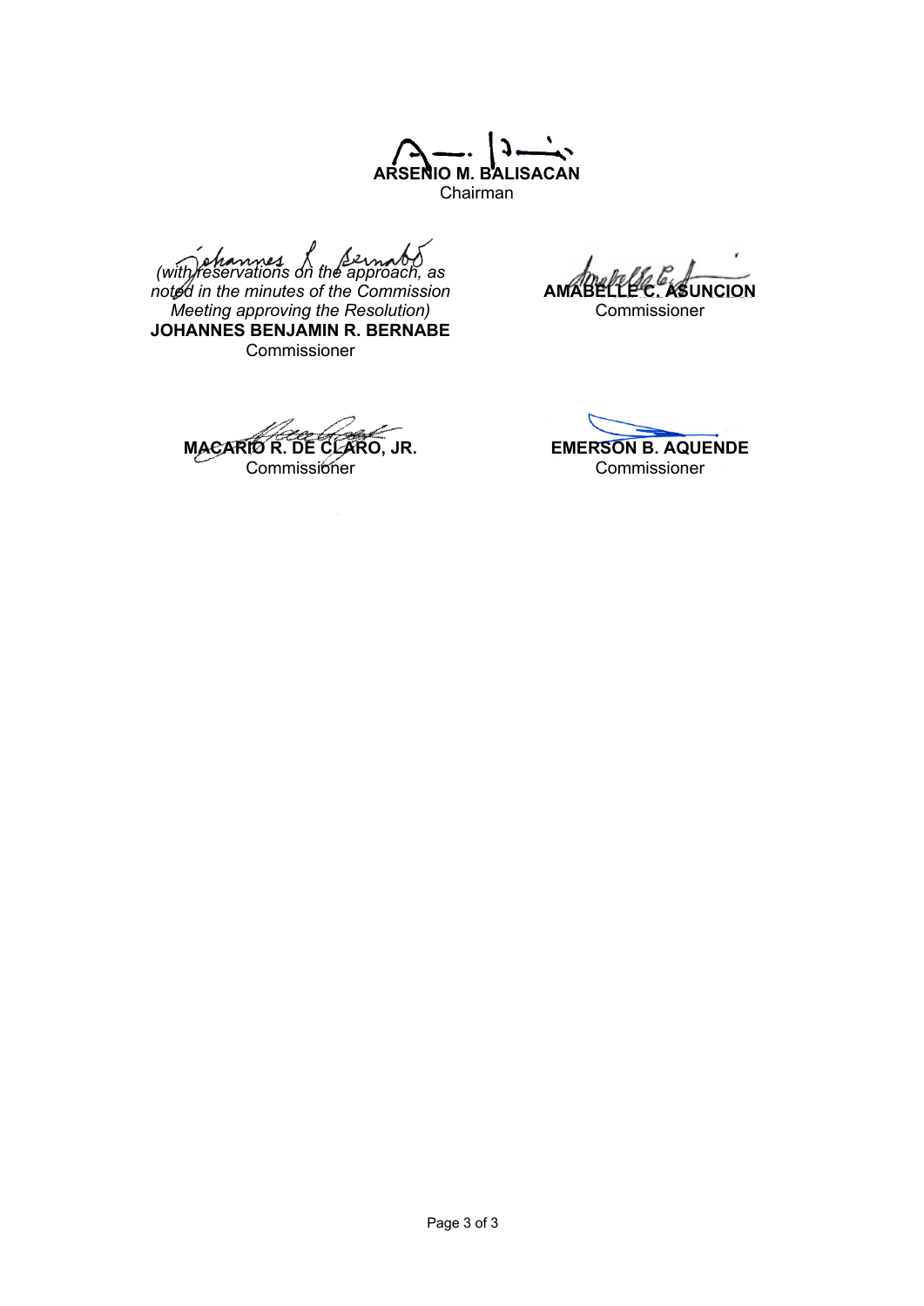**ARSENIO M. BALISACAN**
Chairman

*(with reservations on the approach, as noted in the minutes of the Commission Meeting approving the Resolution)*
**JOHANNES BENJAMIN R. BERNABE**
Commissioner

**AMABELLE C. ASUNCION**
Commissioner

**MACARIO R. DE CLARO, JR.**
Commissioner

**EMERSON B. AQUENDE**
Commissioner